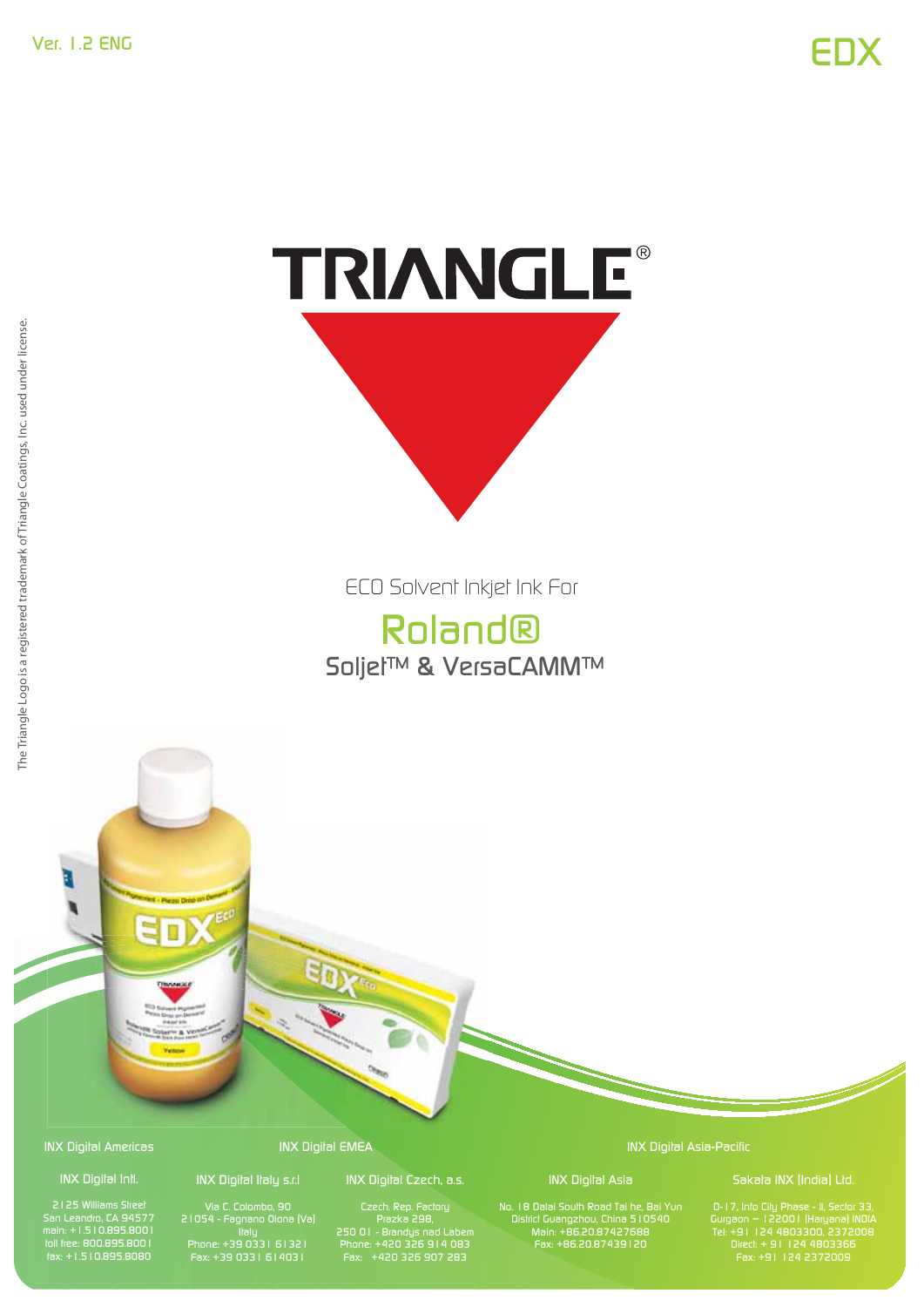Ver. 1.2 ENG

EDX

# TRIANGLE®

ECO Solvent Inkjet Ink For

## Roland®

### Soljet™ & VersaCAMM™

The Triangle Logo is a registered trademark of Triangle Coatings, Inc. used under license.

**INX Digital Americas**

**INX Digital Intl.**
2125 Williams Street
San Leandro, CA 94577
main: +1.510.895.8001
toll free: 800.895.8001
fax: +1.510.895.8080

**INX Digital EMEA**

**INX Digital Italy s.r.l**
Via C. Colombo, 90
21054 - Fagnano Olona (Va)
Italy
Phone: +39 0331 613121
Fax: +39 0331 614031

**INX Digital Czech, a.s.**
Czech. Rep. Factory
Prazka 298,
250 01 - Brandys nad Labem
Phone: +420 326 914 083
Fax: +420 326 907 283

**INX Digital Asia-Pacific**

**INX Digital Asia**
No. 18 Dalai South Road Tai he, Bai Yun
District Guangzhou, China 510540
Main: +86.20.87427688
Fax: +86.20.87439120

**Sakata INX (India) Ltd.**
D-17, Info City Phase - II, Sector 33,
Gurgaon – 122001 (Haryana) INDIA
Tel: +91 124 4803300, 2372008
Direct: + 91 124 4803366
Fax: +91 124 2372009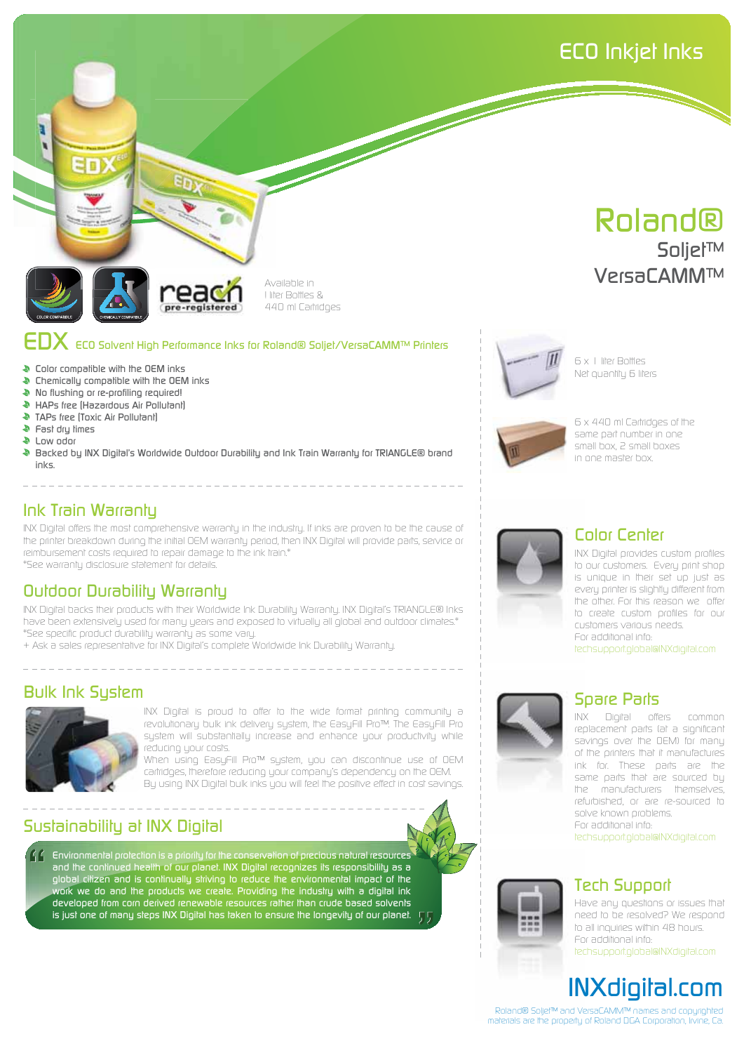# ECO Inkjet Inks

# Roland®
## Soljet™
## VersaCAMM™

Available in
1 liter Bottles &
440 ml Cartridges

## EDX ECO Solvent High Performance Inks for Roland® Soljet/VersaCAMM™ Printers

- Color compatible with the OEM inks
- Chemically compatible with the OEM inks
- No flushing or re-profiling required!
- HAPs free (Hazardous Air Pollutant)
- TAPs free (Toxic Air Pollutant)
- Fast dry times
- Low odor
- Backed by INX Digital's Worldwide Outdoor Durability and Ink Train Warranty for TRIANGLE® brand inks.

6 x 1 liter Bottles
Net quantity 6 liters

6 x 440 ml Cartridges of the same part number in one small box, 2 small boxes in one master box.

## Ink Train Warranty

INX Digital offers the most comprehensive warranty in the industry. If inks are proven to be the cause of the printer breakdown during the initial OEM warranty period, then INX Digital will provide parts, service or reimbursement costs required to repair damage to the ink train.*
*See warranty disclosure statement for details.

## Outdoor Durability Warranty

INX Digital backs their products with their Worldwide Ink Durability Warranty. INX Digital's TRIANGLE® Inks have been extensively used for many years and exposed to virtually all global and outdoor climates.*
*See specific product durability warranty as some vary.
+ Ask a sales representative for INX Digital's complete Worldwide Ink Durability Warranty.

## Bulk Ink System

INX Digital is proud to offer to the wide format printing community a revolutionary bulk ink delivery system, the EasyFill Pro™. The EasyFill Pro system will substantially increase and enhance your productivity while reducing your costs.
When using EasyFill Pro™ system, you can discontinue use of OEM cartridges, therefore reducing your company's dependency on the OEM.
By using INX Digital bulk inks you will feel the positive effect in cost savings.

## Sustainability at INX Digital

"Environmental protection is a priority for the conservation of precious natural resources and the continued health of our planet. INX Digital recognizes its responsibility as a global citizen and is continually striving to reduce the environmental impact of the work we do and the products we create. Providing the industry with a digital ink developed from corn derived renewable resources rather than crude based solvents is just one of many steps INX Digital has taken to ensure the longevity of our planet."

## Color Center

INX Digital provides custom profiles to our customers. Every print shop is unique in their set up just as every printer is slightly different from the other. For this reason we offer to create custom profiles for our customers various needs.
For additional info:
techsupport.global@INXdigital.com

## Spare Parts

INX Digital offers common replacement parts (at a significant savings over the OEM) for many of the printers that it manufactures ink for. These parts are the same parts that are sourced by the manufacturers themselves, refurbished, or are re-sourced to solve known problems.
For additional info:
techsupport.global@INXdigital.com

## Tech Support

Have any questions or issues that need to be resolved? We respond to all inquiries within 48 hours.
For additional info:
techsupport.global@INXdigital.com

# INXdigital.com

Roland® Soljet™ and VersaCAMM™ names and copyrighted materials are the property of Roland DGA Corporation, Irvine, Ca.